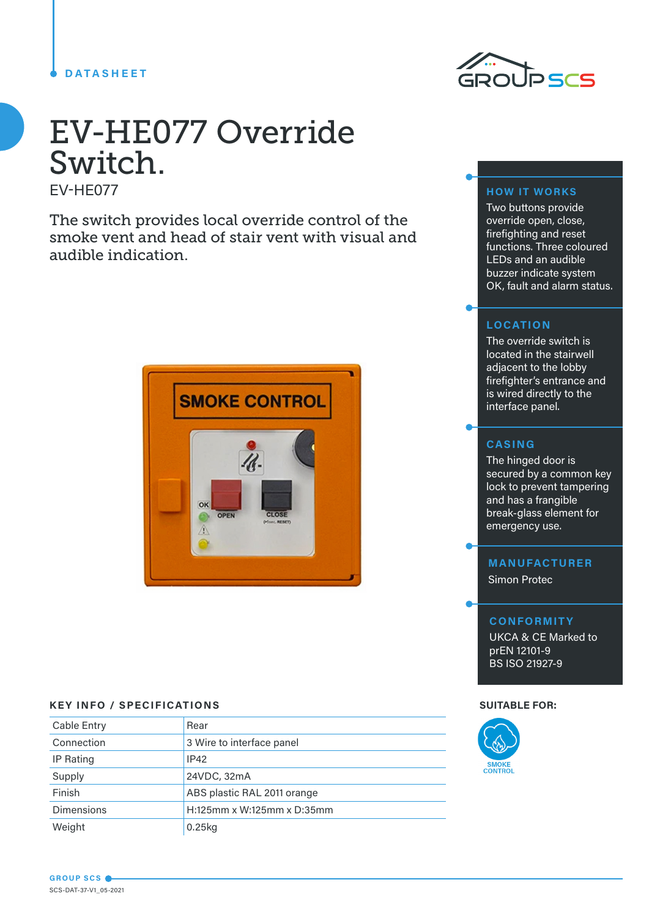DATASHEET

# EV-HE077 Override Switch.

EV-HE077

The switch provides local override control of the smoke vent and head of stair vent with visual and audible indication.

## HOW IT WORKS

Two buttons provide override open, close, firefighting and reset functions. Three coloured LEDs and an audible buzzer indicate system OK, fault and alarm status.

## LOCATION

The override switch is located in the stairwell adjacent to the lobby firefighter's entrance and is wired directly to the interface panel.

## CASING

The hinged door is secured by a common key lock to prevent tampering and has a frangible break-glass element for emergency use.

## MANUFACTURER

Simon Protec

## CONFORMITY

UKCA & CE Marked to
prEN 12101-9
BS ISO 21927-9

## KEY INFO / SPECIFICATIONS

| Cable Entry | Rear |
|---|---|
| Connection | 3 Wire to interface panel |
| IP Rating | IP42 |
| Supply | 24VDC, 32mA |
| Finish | ABS plastic RAL 2011 orange |
| Dimensions | H:125mm x W:125mm x D:35mm |
| Weight | 0.25kg |

## SUITABLE FOR:

SMOKE CONTROL

GROUP SCS

SCS-DAT-37-V1_05-2021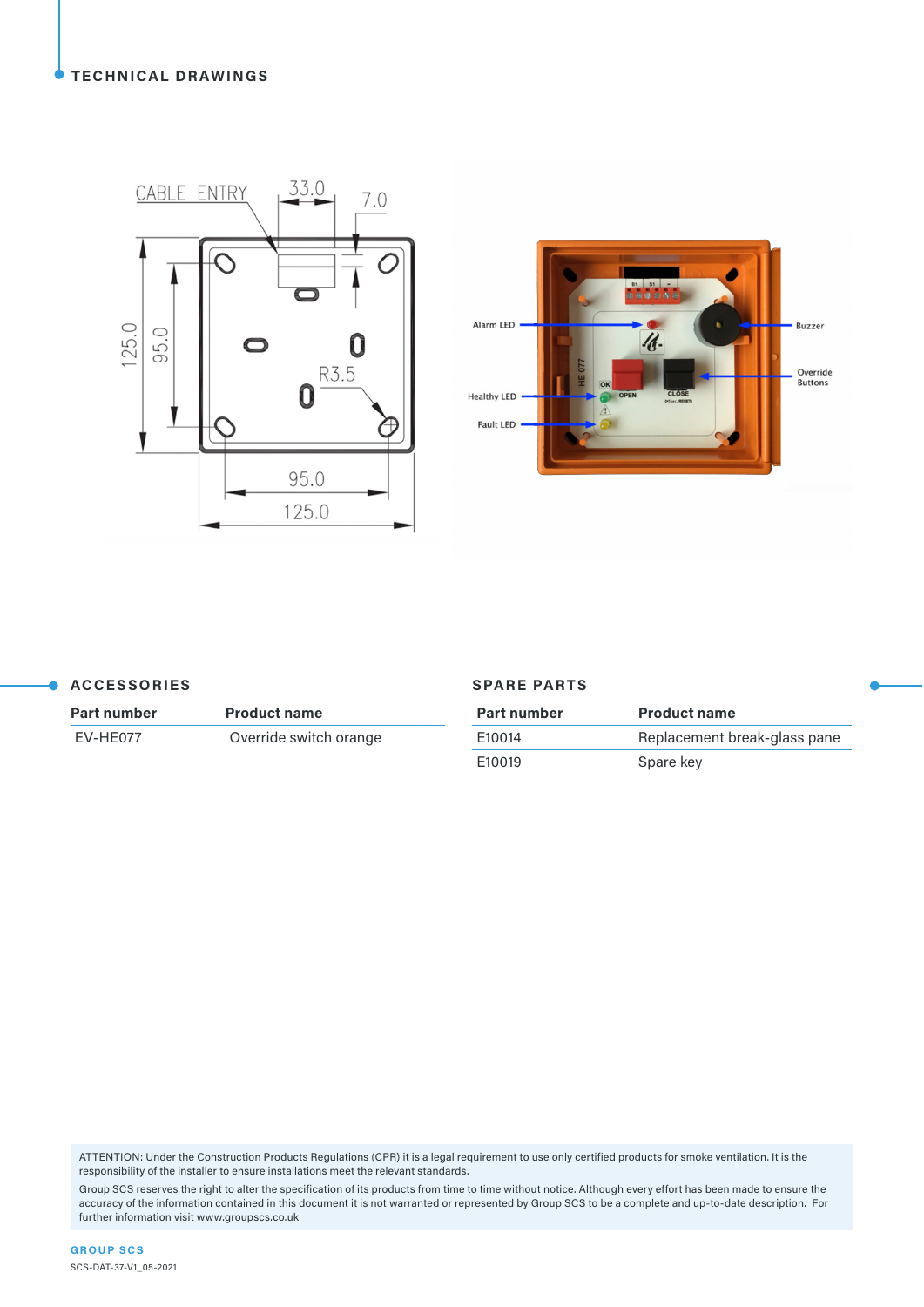## TECHNICAL DRAWINGS

CABLE ENTRY
33.0
7.0
125.0
95.0
R3.5
95.0
125.0

Alarm LED
Healthy LED
Fault LED
Buzzer
Override Buttons

## ACCESSORIES

| Part number | Product name |
|---|---|
| EV-HE077 | Override switch orange |

## SPARE PARTS

| Part number | Product name |
|---|---|
| E10014 | Replacement break-glass pane |
| E10019 | Spare key |

ATTENTION: Under the Construction Products Regulations (CPR) it is a legal requirement to use only certified products for smoke ventilation. It is the responsibility of the installer to ensure installations meet the relevant standards.

Group SCS reserves the right to alter the specification of its products from time to time without notice. Although every effort has been made to ensure the accuracy of the information contained in this document it is not warranted or represented by Group SCS to be a complete and up-to-date description. For further information visit www.groupscs.co.uk

GROUP SCS

SCS-DAT-37-V1_05-2021